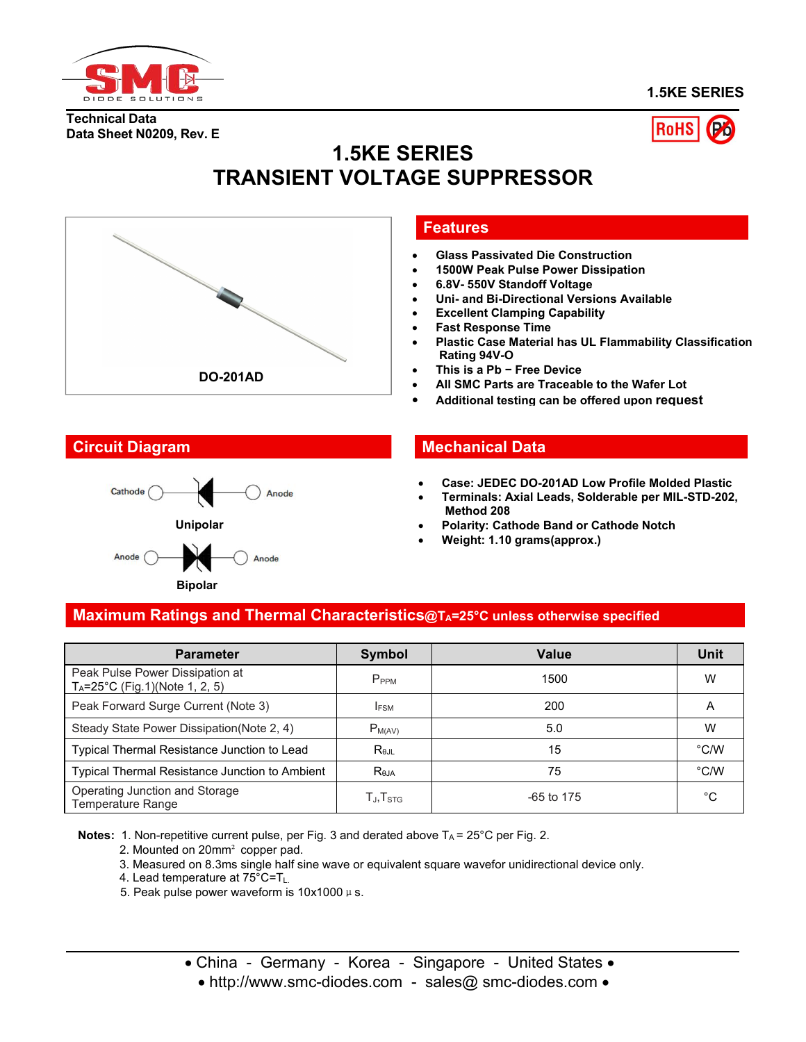**1.5KE SERIES**

**Technical Data**
**Data Sheet N0209, Rev. E**

# 1.5KE SERIES
# TRANSIENT VOLTAGE SUPPRESSOR

DO-201AD

## Features

- Glass Passivated Die Construction
- 1500W Peak Pulse Power Dissipation
- 6.8V- 550V Standoff Voltage
- Uni- and Bi-Directional Versions Available
- Excellent Clamping Capability
- Fast Response Time
- Plastic Case Material has UL Flammability Classification Rating 94V-O
- This is a Pb − Free Device
- All SMC Parts are Traceable to the Wafer Lot
- Additional testing can be offered upon request

## Circuit Diagram

Cathode — Anode

**Unipolar**

Anode — Anode

**Bipolar**

## Mechanical Data

- Case: JEDEC DO-201AD Low Profile Molded Plastic
- Terminals: Axial Leads, Solderable per MIL-STD-202, Method 208
- Polarity: Cathode Band or Cathode Notch
- Weight: 1.10 grams(approx.)

## Maximum Ratings and Thermal Characteristics@$T_A$=25°C unless otherwise specified

| Parameter | Symbol | Value | Unit |
|---|---|---|---|
| Peak Pulse Power Dissipation at $T_A$=25°C (Fig.1)(Note 1, 2, 5) | $P_{PPM}$ | 1500 | W |
| Peak Forward Surge Current (Note 3) | $I_{FSM}$ | 200 | A |
| Steady State Power Dissipation(Note 2, 4) | $P_{M(AV)}$ | 5.0 | W |
| Typical Thermal Resistance Junction to Lead | $R_{\theta JL}$ | 15 | °C/W |
| Typical Thermal Resistance Junction to Ambient | $R_{\theta JA}$ | 75 | °C/W |
| Operating Junction and Storage Temperature Range | $T_J$,$T_{STG}$ | -65 to 175 | °C |

**Notes:**
1. Non-repetitive current pulse, per Fig. 3 and derated above $T_A$ = 25°C per Fig. 2.
2. Mounted on 20mm² copper pad.
3. Measured on 8.3ms single half sine wave or equivalent square wavefor unidirectional device only.
4. Lead temperature at 75°C=$T_L$.
5. Peak pulse power waveform is 10x1000 μ s.

• China - Germany - Korea - Singapore - United States •
• http://www.smc-diodes.com - sales@ smc-diodes.com •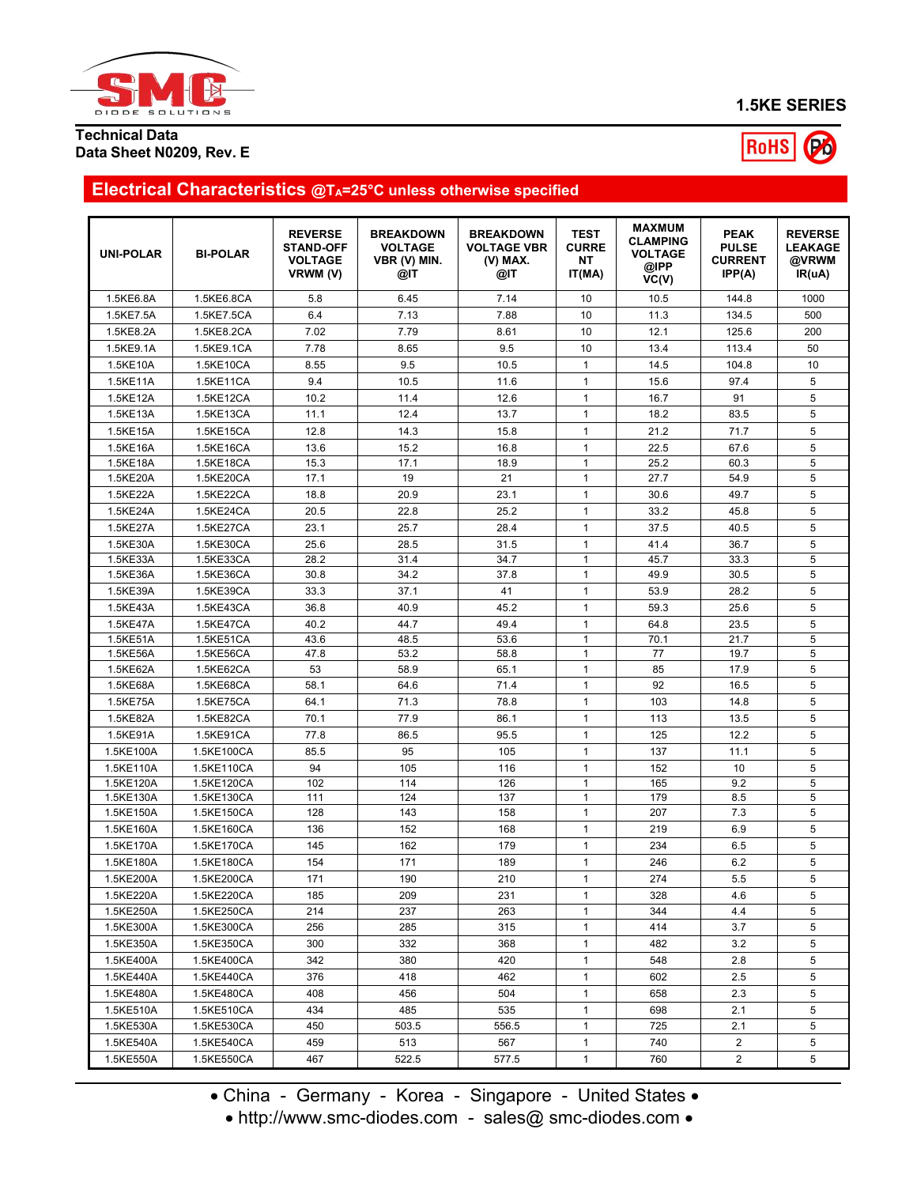Technical Data
Data Sheet N0209, Rev. E

# 1.5KE SERIES

## Electrical Characteristics @$T_A$=25°C unless otherwise specified

| UNI-POLAR | BI-POLAR | REVERSE STAND-OFF VOLTAGE VRWM (V) | BREAKDOWN VOLTAGE VBR (V) MIN. @IT | BREAKDOWN VOLTAGE VBR (V) MAX. @IT | TEST CURRENT IT(MA) | MAXMUM CLAMPING VOLTAGE @IPP VC(V) | PEAK PULSE CURRENT IPP(A) | REVERSE LEAKAGE @VRWM IR(uA) |
|---|---|---|---|---|---|---|---|---|
| 1.5KE6.8A | 1.5KE6.8CA | 5.8 | 6.45 | 7.14 | 10 | 10.5 | 144.8 | 1000 |
| 1.5KE7.5A | 1.5KE7.5CA | 6.4 | 7.13 | 7.88 | 10 | 11.3 | 134.5 | 500 |
| 1.5KE8.2A | 1.5KE8.2CA | 7.02 | 7.79 | 8.61 | 10 | 12.1 | 125.6 | 200 |
| 1.5KE9.1A | 1.5KE9.1CA | 7.78 | 8.65 | 9.5 | 10 | 13.4 | 113.4 | 50 |
| 1.5KE10A | 1.5KE10CA | 8.55 | 9.5 | 10.5 | 1 | 14.5 | 104.8 | 10 |
| 1.5KE11A | 1.5KE11CA | 9.4 | 10.5 | 11.6 | 1 | 15.6 | 97.4 | 5 |
| 1.5KE12A | 1.5KE12CA | 10.2 | 11.4 | 12.6 | 1 | 16.7 | 91 | 5 |
| 1.5KE13A | 1.5KE13CA | 11.1 | 12.4 | 13.7 | 1 | 18.2 | 83.5 | 5 |
| 1.5KE15A | 1.5KE15CA | 12.8 | 14.3 | 15.8 | 1 | 21.2 | 71.7 | 5 |
| 1.5KE16A | 1.5KE16CA | 13.6 | 15.2 | 16.8 | 1 | 22.5 | 67.6 | 5 |
| 1.5KE18A | 1.5KE18CA | 15.3 | 17.1 | 18.9 | 1 | 25.2 | 60.3 | 5 |
| 1.5KE20A | 1.5KE20CA | 17.1 | 19 | 21 | 1 | 27.7 | 54.9 | 5 |
| 1.5KE22A | 1.5KE22CA | 18.8 | 20.9 | 23.1 | 1 | 30.6 | 49.7 | 5 |
| 1.5KE24A | 1.5KE24CA | 20.5 | 22.8 | 25.2 | 1 | 33.2 | 45.8 | 5 |
| 1.5KE27A | 1.5KE27CA | 23.1 | 25.7 | 28.4 | 1 | 37.5 | 40.5 | 5 |
| 1.5KE30A | 1.5KE30CA | 25.6 | 28.5 | 31.5 | 1 | 41.4 | 36.7 | 5 |
| 1.5KE33A | 1.5KE33CA | 28.2 | 31.4 | 34.7 | 1 | 45.7 | 33.3 | 5 |
| 1.5KE36A | 1.5KE36CA | 30.8 | 34.2 | 37.8 | 1 | 49.9 | 30.5 | 5 |
| 1.5KE39A | 1.5KE39CA | 33.3 | 37.1 | 41 | 1 | 53.9 | 28.2 | 5 |
| 1.5KE43A | 1.5KE43CA | 36.8 | 40.9 | 45.2 | 1 | 59.3 | 25.6 | 5 |
| 1.5KE47A | 1.5KE47CA | 40.2 | 44.7 | 49.4 | 1 | 64.8 | 23.5 | 5 |
| 1.5KE51A | 1.5KE51CA | 43.6 | 48.5 | 53.6 | 1 | 70.1 | 21.7 | 5 |
| 1.5KE56A | 1.5KE56CA | 47.8 | 53.2 | 58.8 | 1 | 77 | 19.7 | 5 |
| 1.5KE62A | 1.5KE62CA | 53 | 58.9 | 65.1 | 1 | 85 | 17.9 | 5 |
| 1.5KE68A | 1.5KE68CA | 58.1 | 64.6 | 71.4 | 1 | 92 | 16.5 | 5 |
| 1.5KE75A | 1.5KE75CA | 64.1 | 71.3 | 78.8 | 1 | 103 | 14.8 | 5 |
| 1.5KE82A | 1.5KE82CA | 70.1 | 77.9 | 86.1 | 1 | 113 | 13.5 | 5 |
| 1.5KE91A | 1.5KE91CA | 77.8 | 86.5 | 95.5 | 1 | 125 | 12.2 | 5 |
| 1.5KE100A | 1.5KE100CA | 85.5 | 95 | 105 | 1 | 137 | 11.1 | 5 |
| 1.5KE110A | 1.5KE110CA | 94 | 105 | 116 | 1 | 152 | 10 | 5 |
| 1.5KE120A | 1.5KE120CA | 102 | 114 | 126 | 1 | 165 | 9.2 | 5 |
| 1.5KE130A | 1.5KE130CA | 111 | 124 | 137 | 1 | 179 | 8.5 | 5 |
| 1.5KE150A | 1.5KE150CA | 128 | 143 | 158 | 1 | 207 | 7.3 | 5 |
| 1.5KE160A | 1.5KE160CA | 136 | 152 | 168 | 1 | 219 | 6.9 | 5 |
| 1.5KE170A | 1.5KE170CA | 145 | 162 | 179 | 1 | 234 | 6.5 | 5 |
| 1.5KE180A | 1.5KE180CA | 154 | 171 | 189 | 1 | 246 | 6.2 | 5 |
| 1.5KE200A | 1.5KE200CA | 171 | 190 | 210 | 1 | 274 | 5.5 | 5 |
| 1.5KE220A | 1.5KE220CA | 185 | 209 | 231 | 1 | 328 | 4.6 | 5 |
| 1.5KE250A | 1.5KE250CA | 214 | 237 | 263 | 1 | 344 | 4.4 | 5 |
| 1.5KE300A | 1.5KE300CA | 256 | 285 | 315 | 1 | 414 | 3.7 | 5 |
| 1.5KE350A | 1.5KE350CA | 300 | 332 | 368 | 1 | 482 | 3.2 | 5 |
| 1.5KE400A | 1.5KE400CA | 342 | 380 | 420 | 1 | 548 | 2.8 | 5 |
| 1.5KE440A | 1.5KE440CA | 376 | 418 | 462 | 1 | 602 | 2.5 | 5 |
| 1.5KE480A | 1.5KE480CA | 408 | 456 | 504 | 1 | 658 | 2.3 | 5 |
| 1.5KE510A | 1.5KE510CA | 434 | 485 | 535 | 1 | 698 | 2.1 | 5 |
| 1.5KE530A | 1.5KE530CA | 450 | 503.5 | 556.5 | 1 | 725 | 2.1 | 5 |
| 1.5KE540A | 1.5KE540CA | 459 | 513 | 567 | 1 | 740 | 2 | 5 |
| 1.5KE550A | 1.5KE550CA | 467 | 522.5 | 577.5 | 1 | 760 | 2 | 5 |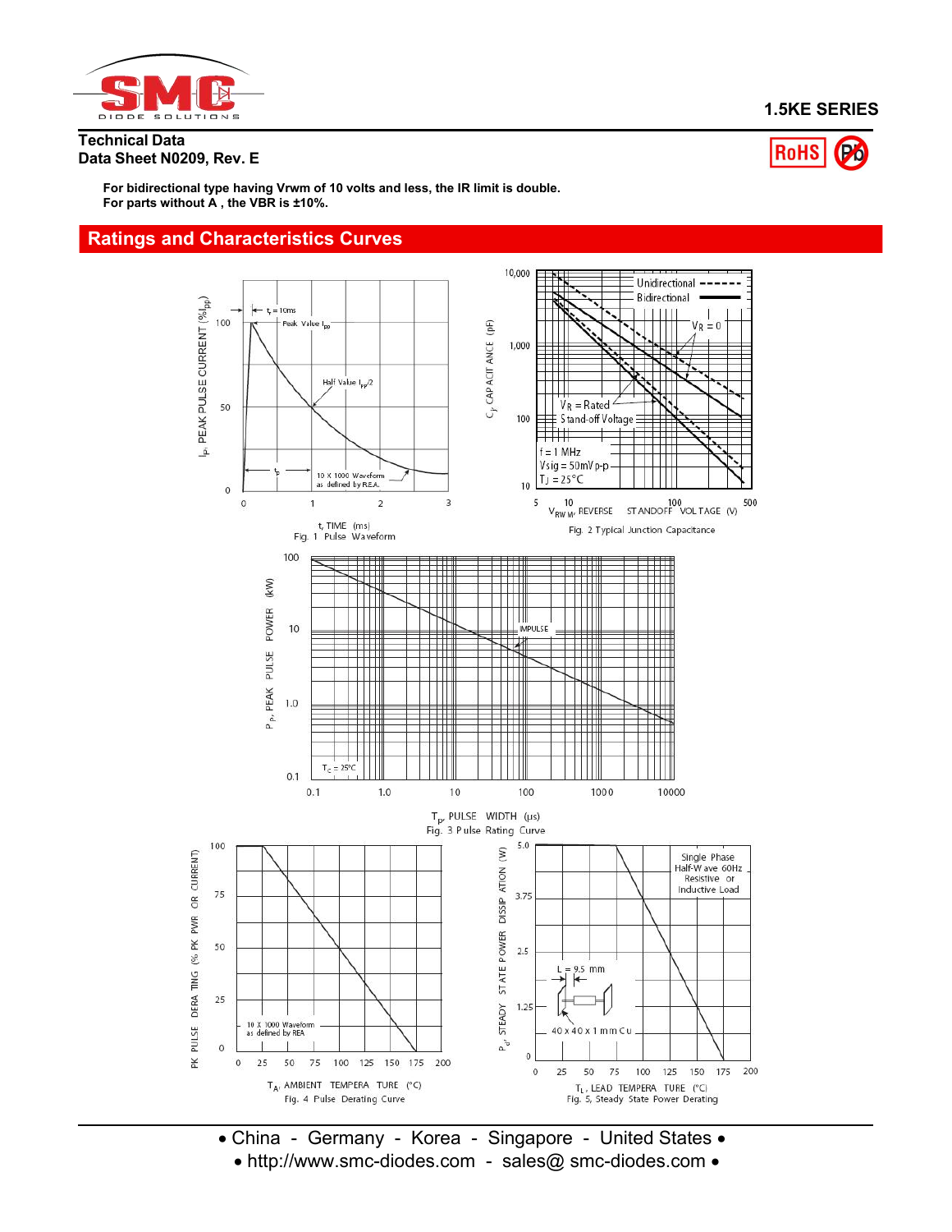**Technical Data**
**Data Sheet N0209, Rev. E**

**For bidirectional type having Vrwm of 10 volts and less, the IR limit is double.**
**For parts without A , the VBR is ±10%.**

## Ratings and Characteristics Curves

Fig. 1 Pulse Waveform

Fig. 2 Typical Junction Capacitance

Fig. 3 Pulse Rating Curve

Fig. 4 Pulse Derating Curve

Fig. 5, Steady State Power Derating

• China - Germany - Korea - Singapore - United States •
• http://www.smc-diodes.com - sales@ smc-diodes.com •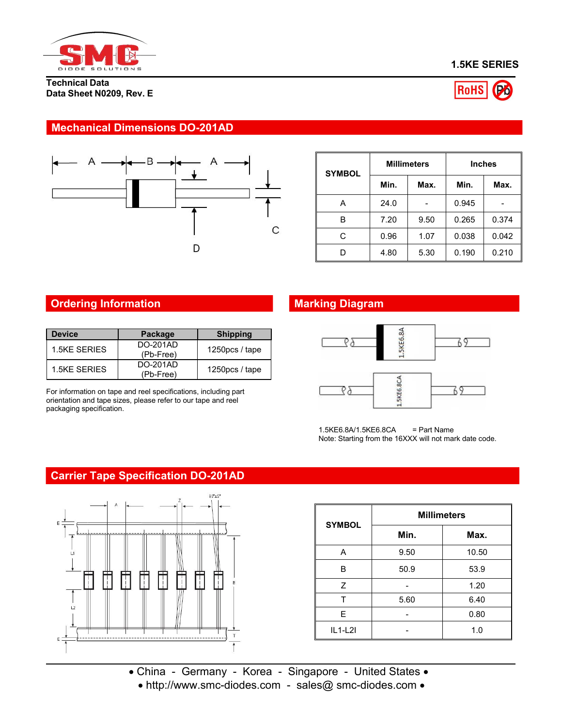# 1.5KE SERIES

**Technical Data**
**Data Sheet N0209, Rev. E**

## Mechanical Dimensions DO-201AD

| SYMBOL | Millimeters | | Inches | |
|---|---|---|---|---|
| | Min. | Max. | Min. | Max. |
| A | 24.0 | - | 0.945 | - |
| B | 7.20 | 9.50 | 0.265 | 0.374 |
| C | 0.96 | 1.07 | 0.038 | 0.042 |
| D | 4.80 | 5.30 | 0.190 | 0.210 |

## Ordering Information

| Device | Package | Shipping |
|---|---|---|
| 1.5KE SERIES | DO-201AD (Pb-Free) | 1250pcs / tape |
| 1.5KE SERIES | DO-201AD (Pb-Free) | 1250pcs / tape |

For information on tape and reel specifications, including part orientation and tape sizes, please refer to our tape and reel packaging specification.

## Marking Diagram

1.5KE6.8A/1.5KE6.8CA = Part Name
Note: Starting from the 16XXX will not mark date code.

## Carrier Tape Specification DO-201AD

| SYMBOL | Millimeters | |
|---|---|---|
| | Min. | Max. |
| A | 9.50 | 10.50 |
| B | 50.9 | 53.9 |
| Z | - | 1.20 |
| T | 5.60 | 6.40 |
| E | - | 0.80 |
| IL1-L2I | - | 1.0 |

• China - Germany - Korea - Singapore - United States •
• http://www.smc-diodes.com - sales@ smc-diodes.com •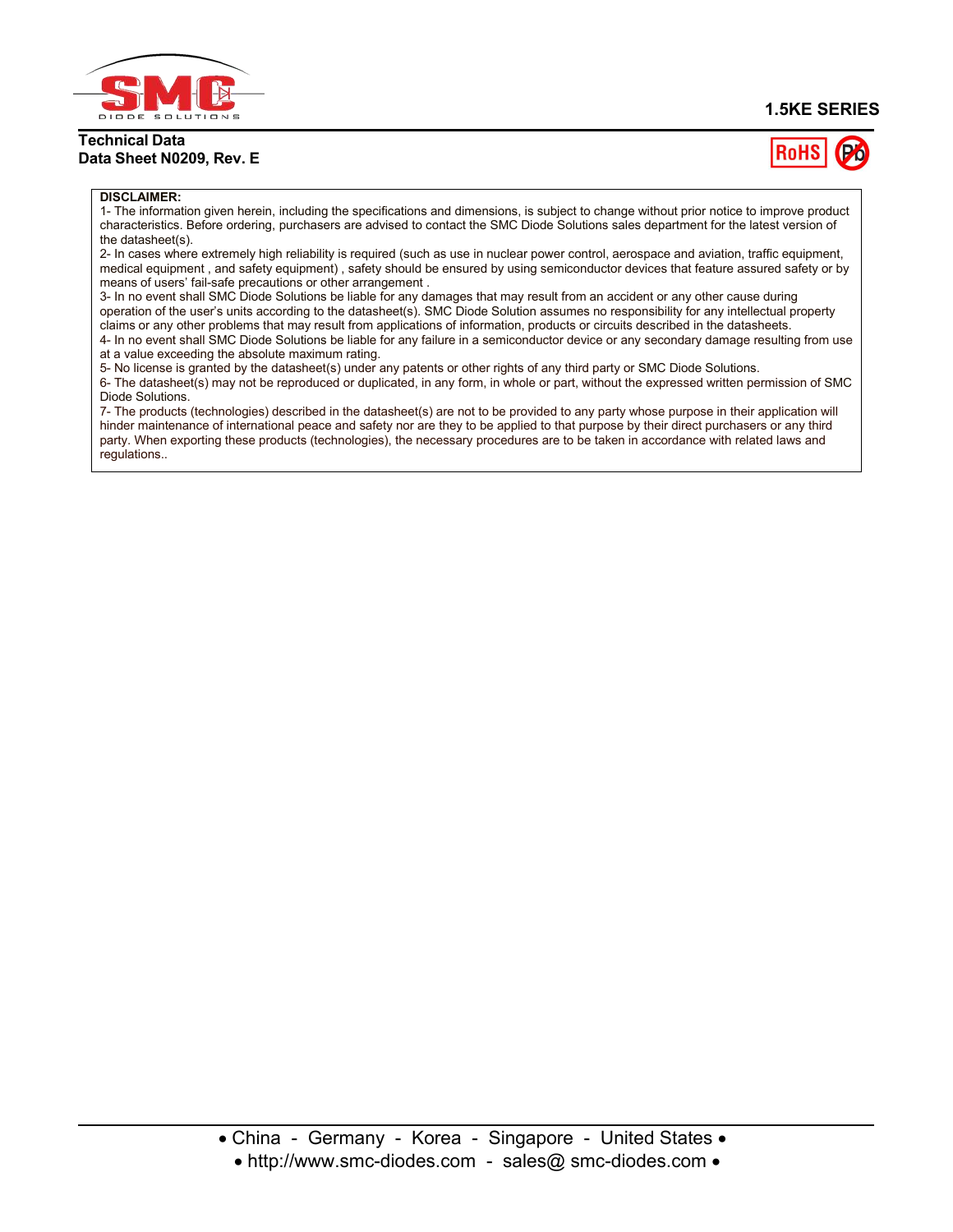**DISCLAIMER:**

1- The information given herein, including the specifications and dimensions, is subject to change without prior notice to improve product characteristics. Before ordering, purchasers are advised to contact the SMC Diode Solutions sales department for the latest version of the datasheet(s).

2- In cases where extremely high reliability is required (such as use in nuclear power control, aerospace and aviation, traffic equipment, medical equipment , and safety equipment) , safety should be ensured by using semiconductor devices that feature assured safety or by means of users' fail-safe precautions or other arrangement .

3- In no event shall SMC Diode Solutions be liable for any damages that may result from an accident or any other cause during operation of the user's units according to the datasheet(s). SMC Diode Solution assumes no responsibility for any intellectual property claims or any other problems that may result from applications of information, products or circuits described in the datasheets.

4- In no event shall SMC Diode Solutions be liable for any failure in a semiconductor device or any secondary damage resulting from use at a value exceeding the absolute maximum rating.

5- No license is granted by the datasheet(s) under any patents or other rights of any third party or SMC Diode Solutions.

6- The datasheet(s) may not be reproduced or duplicated, in any form, in whole or part, without the expressed written permission of SMC Diode Solutions.

7- The products (technologies) described in the datasheet(s) are not to be provided to any party whose purpose in their application will hinder maintenance of international peace and safety nor are they to be applied to that purpose by their direct purchasers or any third party. When exporting these products (technologies), the necessary procedures are to be taken in accordance with related laws and regulations..